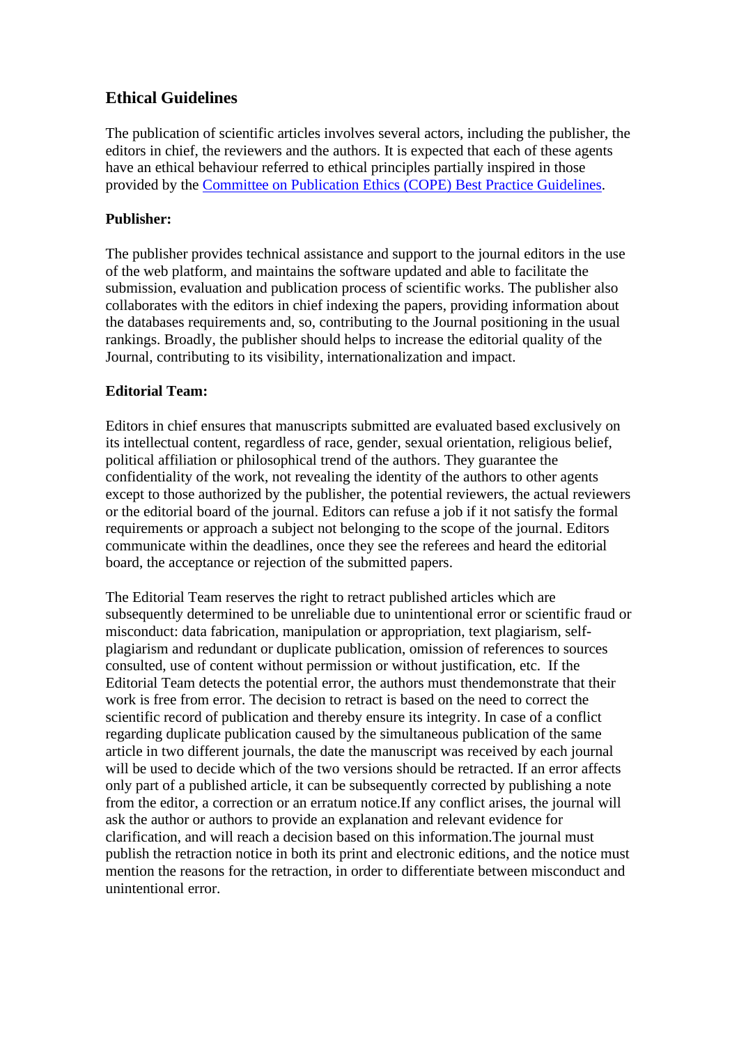## Ethical Guidelines

The publication of scientific articles involves several actors, including the publisher, the editors in chief, the reviewers and the authors. It is expected that each of these agents have an ethical behaviour referred to ethical principles partially inspired in those provided by the Committee on Publication Ethics (COPE) Best Practice Guidelines.

**Publisher:**

The publisher provides technical assistance and support to the journal editors in the use of the web platform, and maintains the software updated and able to facilitate the submission, evaluation and publication process of scientific works. The publisher also collaborates with the editors in chief indexing the papers, providing information about the databases requirements and, so, contributing to the Journal positioning in the usual rankings. Broadly, the publisher should helps to increase the editorial quality of the Journal, contributing to its visibility, internationalization and impact.

**Editorial Team:**

Editors in chief ensures that manuscripts submitted are evaluated based exclusively on its intellectual content, regardless of race, gender, sexual orientation, religious belief, political affiliation or philosophical trend of the authors. They guarantee the confidentiality of the work, not revealing the identity of the authors to other agents except to those authorized by the publisher, the potential reviewers, the actual reviewers or the editorial board of the journal. Editors can refuse a job if it not satisfy the formal requirements or approach a subject not belonging to the scope of the journal. Editors communicate within the deadlines, once they see the referees and heard the editorial board, the acceptance or rejection of the submitted papers.

The Editorial Team reserves the right to retract published articles which are subsequently determined to be unreliable due to unintentional error or scientific fraud or misconduct: data fabrication, manipulation or appropriation, text plagiarism, self-plagiarism and redundant or duplicate publication, omission of references to sources consulted, use of content without permission or without justification, etc. If the Editorial Team detects the potential error, the authors must thendemonstrate that their work is free from error. The decision to retract is based on the need to correct the scientific record of publication and thereby ensure its integrity. In case of a conflict regarding duplicate publication caused by the simultaneous publication of the same article in two different journals, the date the manuscript was received by each journal will be used to decide which of the two versions should be retracted. If an error affects only part of a published article, it can be subsequently corrected by publishing a note from the editor, a correction or an erratum notice.If any conflict arises, the journal will ask the author or authors to provide an explanation and relevant evidence for clarification, and will reach a decision based on this information.The journal must publish the retraction notice in both its print and electronic editions, and the notice must mention the reasons for the retraction, in order to differentiate between misconduct and unintentional error.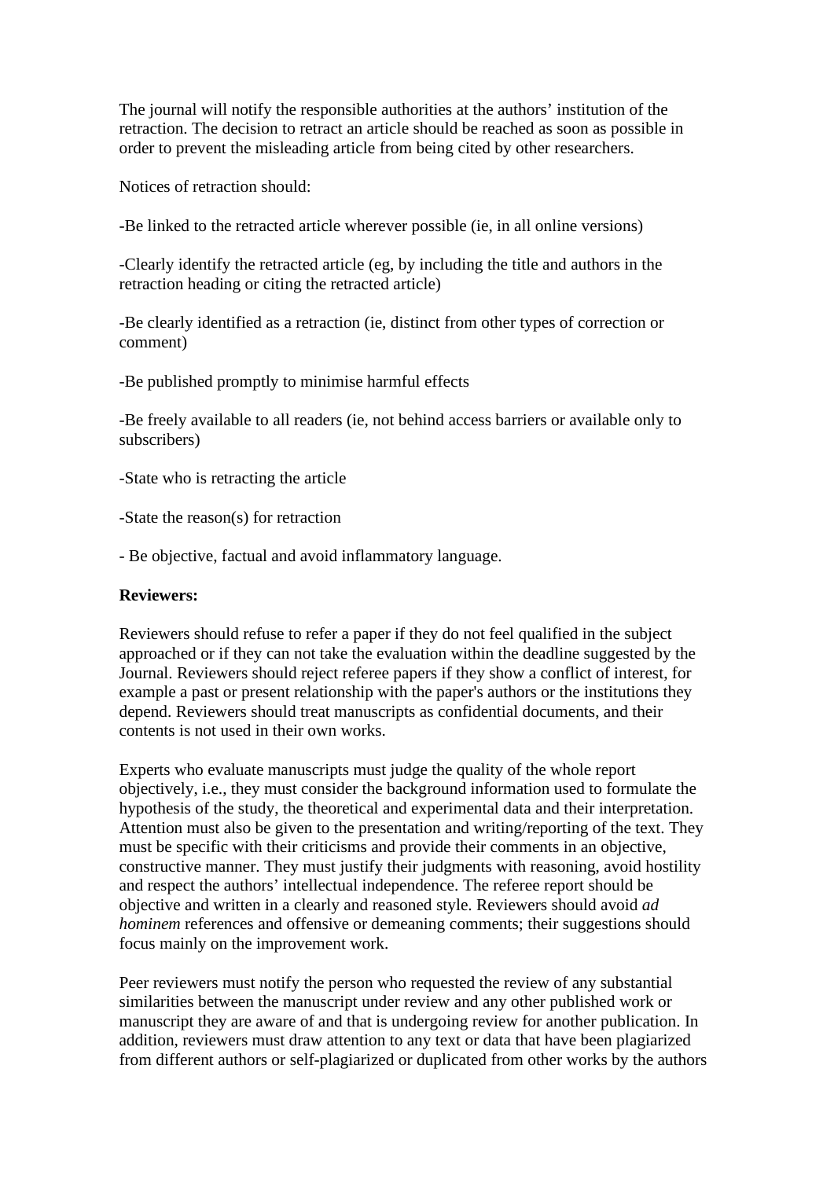The journal will notify the responsible authorities at the authors' institution of the retraction. The decision to retract an article should be reached as soon as possible in order to prevent the misleading article from being cited by other researchers.

Notices of retraction should:

-Be linked to the retracted article wherever possible (ie, in all online versions)

-Clearly identify the retracted article (eg, by including the title and authors in the retraction heading or citing the retracted article)

-Be clearly identified as a retraction (ie, distinct from other types of correction or comment)

-Be published promptly to minimise harmful effects

-Be freely available to all readers (ie, not behind access barriers or available only to subscribers)

-State who is retracting the article

-State the reason(s) for retraction

- Be objective, factual and avoid inflammatory language.

**Reviewers:**

Reviewers should refuse to refer a paper if they do not feel qualified in the subject approached or if they can not take the evaluation within the deadline suggested by the Journal. Reviewers should reject referee papers if they show a conflict of interest, for example a past or present relationship with the paper's authors or the institutions they depend. Reviewers should treat manuscripts as confidential documents, and their contents is not used in their own works.

Experts who evaluate manuscripts must judge the quality of the whole report objectively, i.e., they must consider the background information used to formulate the hypothesis of the study, the theoretical and experimental data and their interpretation. Attention must also be given to the presentation and writing/reporting of the text. They must be specific with their criticisms and provide their comments in an objective, constructive manner. They must justify their judgments with reasoning, avoid hostility and respect the authors' intellectual independence. The referee report should be objective and written in a clearly and reasoned style. Reviewers should avoid *ad hominem* references and offensive or demeaning comments; their suggestions should focus mainly on the improvement work.

Peer reviewers must notify the person who requested the review of any substantial similarities between the manuscript under review and any other published work or manuscript they are aware of and that is undergoing review for another publication. In addition, reviewers must draw attention to any text or data that have been plagiarized from different authors or self-plagiarized or duplicated from other works by the authors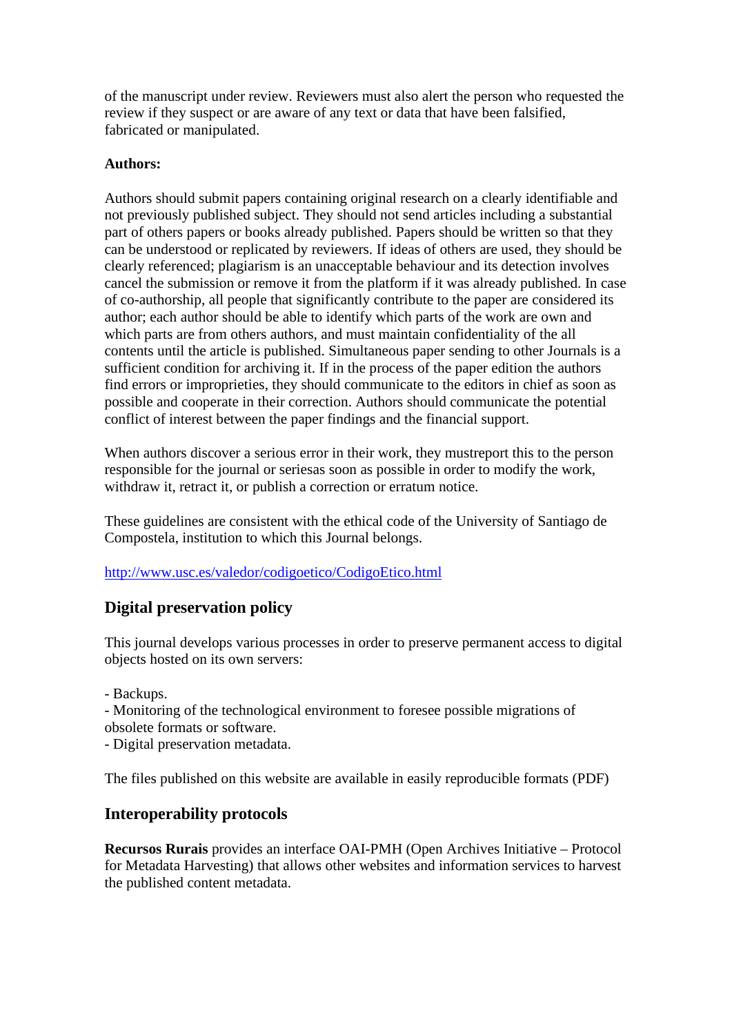of the manuscript under review. Reviewers must also alert the person who requested the review if they suspect or are aware of any text or data that have been falsified, fabricated or manipulated.

**Authors:**

Authors should submit papers containing original research on a clearly identifiable and not previously published subject. They should not send articles including a substantial part of others papers or books already published. Papers should be written so that they can be understood or replicated by reviewers. If ideas of others are used, they should be clearly referenced; plagiarism is an unacceptable behaviour and its detection involves cancel the submission or remove it from the platform if it was already published. In case of co-authorship, all people that significantly contribute to the paper are considered its author; each author should be able to identify which parts of the work are own and which parts are from others authors, and must maintain confidentiality of the all contents until the article is published. Simultaneous paper sending to other Journals is a sufficient condition for archiving it. If in the process of the paper edition the authors find errors or improprieties, they should communicate to the editors in chief as soon as possible and cooperate in their correction. Authors should communicate the potential conflict of interest between the paper findings and the financial support.

When authors discover a serious error in their work, they mustreport this to the person responsible for the journal or seriesas soon as possible in order to modify the work, withdraw it, retract it, or publish a correction or erratum notice.

These guidelines are consistent with the ethical code of the University of Santiago de Compostela, institution to which this Journal belongs.

http://www.usc.es/valedor/codigoetico/CodigoEtico.html

## Digital preservation policy

This journal develops various processes in order to preserve permanent access to digital objects hosted on its own servers:

- Backups.
- Monitoring of the technological environment to foresee possible migrations of obsolete formats or software.
- Digital preservation metadata.

The files published on this website are available in easily reproducible formats (PDF)

## Interoperability protocols

**Recursos Rurais** provides an interface OAI-PMH (Open Archives Initiative – Protocol for Metadata Harvesting) that allows other websites and information services to harvest the published content metadata.